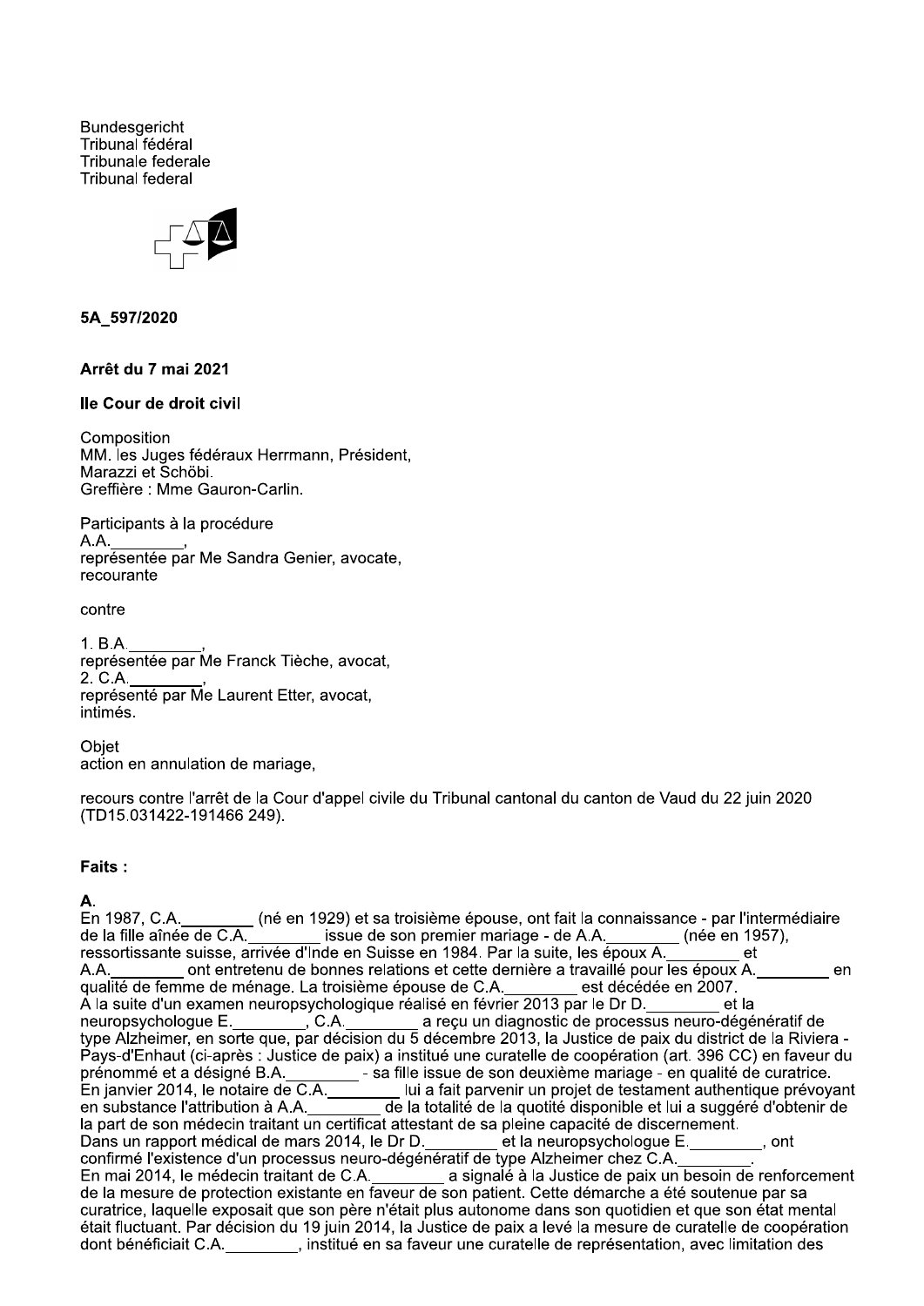Bundesgericht
Tribunal fédéral
Tribunale federale
Tribunal federal

**5A_597/2020**

**Arrêt du 7 mai 2021**

**IIe Cour de droit civil**

Composition
MM. les Juges fédéraux Herrmann, Président,
Marazzi et Schöbi.
Greffière : Mme Gauron-Carlin.

Participants à la procédure
A.A.________,
représentée par Me Sandra Genier, avocate,
recourante

contre

1. B.A.________,
représentée par Me Franck Tièche, avocat,
2. C.A.________,
représenté par Me Laurent Etter, avocat,
intimés.

Objet
action en annulation de mariage,

recours contre l'arrêt de la Cour d'appel civile du Tribunal cantonal du canton de Vaud du 22 juin 2020 (TD15.031422-191466 249).

**Faits :**

**A.**
En 1987, C.A.________ (né en 1929) et sa troisième épouse, ont fait la connaissance - par l'intermédiaire de la fille aînée de C.A.________ issue de son premier mariage - de A.A.________ (née en 1957), ressortissante suisse, arrivée d'Inde en Suisse en 1984. Par la suite, les époux A.________ et A.A.________ ont entretenu de bonnes relations et cette dernière a travaillé pour les époux A.________ en qualité de femme de ménage. La troisième épouse de C.A.________ est décédée en 2007.
A la suite d'un examen neuropsychologique réalisé en février 2013 par le Dr D.________ et la neuropsychologue E.________, C.A.________ a reçu un diagnostic de processus neuro-dégénératif de type Alzheimer, en sorte que, par décision du 5 décembre 2013, la Justice de paix du district de la Riviera - Pays-d'Enhaut (ci-après : Justice de paix) a institué une curatelle de coopération (art. 396 CC) en faveur du prénommé et a désigné B.A.________ - sa fille issue de son deuxième mariage - en qualité de curatrice.
En janvier 2014, le notaire de C.A.________ lui a fait parvenir un projet de testament authentique prévoyant en substance l'attribution à A.A.________ de la totalité de la quotité disponible et lui a suggéré d'obtenir de la part de son médecin traitant un certificat attestant de sa pleine capacité de discernement.
Dans un rapport médical de mars 2014, le Dr D.________ et la neuropsychologue E.________, ont confirmé l'existence d'un processus neuro-dégénératif de type Alzheimer chez C.A.________.
En mai 2014, le médecin traitant de C.A.________ a signalé à la Justice de paix un besoin de renforcement de la mesure de protection existante en faveur de son patient. Cette démarche a été soutenue par sa curatrice, laquelle exposait que son père n'était plus autonome dans son quotidien et que son état mental était fluctuant. Par décision du 19 juin 2014, la Justice de paix a levé la mesure de curatelle de coopération dont bénéficiait C.A.________, institué en sa faveur une curatelle de représentation, avec limitation des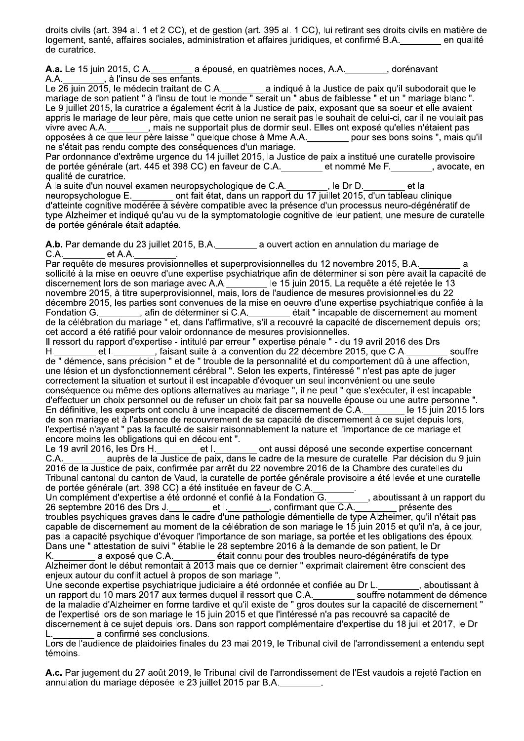droits civils (art. 394 al. 1 et 2 CC), et de gestion (art. 395 al. 1 CC), lui retirant ses droits civils en matière de logement, santé, affaires sociales, administration et affaires juridiques, et confirmé B.A.________ en qualité de curatrice.

**A.a.** Le 15 juin 2015, C.A.________ a épousé, en quatrièmes noces, A.A.________, dorénavant A.A.________, à l'insu de ses enfants.
Le 26 juin 2015, le médecin traitant de C.A.________ a indiqué à la Justice de paix qu'il subodorait que le mariage de son patient " à l'insu de tout le monde " serait un " abus de faiblesse " et un " mariage blanc ".
Le 9 juillet 2015, la curatrice a également écrit à la Justice de paix, exposant que sa soeur et elle avaient appris le mariage de leur père, mais que cette union ne serait pas le souhait de celui-ci, car il ne voulait pas vivre avec A.A.________, mais ne supportait plus de dormir seul. Elles ont exposé qu'elles n'étaient pas opposées à ce que leur père laisse " quelque chose à Mme A.A.________ pour ses bons soins ", mais qu'il ne s'était pas rendu compte des conséquences d'un mariage.
Par ordonnance d'extrême urgence du 14 juillet 2015, la Justice de paix a institué une curatelle provisoire de portée générale (art. 445 et 398 CC) en faveur de C.A.________ et nommé Me F.________, avocate, en qualité de curatrice.
A la suite d'un nouvel examen neuropsychologique de C.A.________, le Dr D.________ et la neuropsychologue E.________ ont fait état, dans un rapport du 17 juillet 2015, d'un tableau clinique d'atteinte cognitive modérée à sévère compatible avec la présence d'un processus neuro-dégénératif de type Alzheimer et indiqué qu'au vu de la symptomatologie cognitive de leur patient, une mesure de curatelle de portée générale était adaptée.

**A.b.** Par demande du 23 juillet 2015, B.A.________ a ouvert action en annulation du mariage de C.A.________ et A.A.________.
Par requête de mesures provisionnelles et superprovisionnelles du 12 novembre 2015, B.A.________ a sollicité la mise en oeuvre d'une expertise psychiatrique afin de déterminer si son père avait la capacité de discernement lors de son mariage avec A.A.________ le 15 juin 2015. La requête a été rejetée le 13 novembre 2015, à titre superprovisionnel, mais, lors de l'audience de mesures provisionnelles du 22 décembre 2015, les parties sont convenues de la mise en oeuvre d'une expertise psychiatrique confiée à la Fondation G.________, afin de déterminer si C.A.________ était " incapable de discernement au moment de la célébration du mariage " et, dans l'affirmative, s'il a recouvré la capacité de discernement depuis lors; cet accord a été ratifié pour valoir ordonnance de mesures provisionnelles.
Il ressort du rapport d'expertise - intitulé par erreur " expertise pénale " - du 19 avril 2016 des Drs H.________ et I.________, faisant suite à la convention du 22 décembre 2015, que C.A.________ souffre de " démence, sans précision " et de " trouble de la personnalité et du comportement dû à une affection, une lésion et un dysfonctionnement cérébral ". Selon les experts, l'intéressé " n'est pas apte de juger correctement la situation et surtout il est incapable d'évoquer un seul inconvénient ou une seule conséquence ou même des options alternatives au mariage ", il ne peut " que s'exécuter, il est incapable d'effectuer un choix personnel ou de refuser un choix fait par sa nouvelle épouse ou une autre personne ". En définitive, les experts ont conclu à une incapacité de discernement de C.A.________ le 15 juin 2015 lors de son mariage et à l'absence de recouvrement de sa capacité de discernement à ce sujet depuis lors, l'expertisé n'ayant " pas la faculté de saisir raisonnablement la nature et l'importance de ce mariage et encore moins les obligations qui en découlent ".
Le 19 avril 2016, les Drs H.________ et I.________ ont aussi déposé une seconde expertise concernant C.A.________ auprès de la Justice de paix, dans le cadre de la mesure de curatelle. Par décision du 9 juin 2016 de la Justice de paix, confirmée par arrêt du 22 novembre 2016 de la Chambre des curatelles du Tribunal cantonal du canton de Vaud, la curatelle de portée générale provisoire a été levée et une curatelle de portée générale (art. 398 CC) a été instituée en faveur de C.A.________.
Un complément d'expertise a été ordonné et confié à la Fondation G.________, aboutissant à un rapport du 26 septembre 2016 des Drs J.________ et I.________, confirmant que C.A.________ présente des troubles psychiques graves dans le cadre d'une pathologie démentielle de type Alzheimer, qu'il n'était pas capable de discernement au moment de la célébration de son mariage le 15 juin 2015 et qu'il n'a, à ce jour, pas la capacité psychique d'évoquer l'importance de son mariage, sa portée et les obligations des époux.
Dans une " attestation de suivi " établie le 28 septembre 2016 à la demande de son patient, le Dr K.________ a exposé que C.A.________ était connu pour des troubles neuro-dégénératifs de type Alzheimer dont le début remontait à 2013 mais que ce dernier " exprimait clairement être conscient des enjeux autour du conflit actuel à propos de son mariage ".
Une seconde expertise psychiatrique judiciaire a été ordonnée et confiée au Dr L.________, aboutissant à un rapport du 10 mars 2017 aux termes duquel il ressort que C.A.________ souffre notamment de démence de la maladie d'Alzheimer en forme tardive et qu'il existe de " gros doutes sur la capacité de discernement " de l'expertisé lors de son mariage le 15 juin 2015 et que l'intéressé n'a pas recouvré sa capacité de discernement à ce sujet depuis lors. Dans son rapport complémentaire d'expertise du 18 juillet 2017, le Dr L.________ a confirmé ses conclusions.
Lors de l'audience de plaidoiries finales du 23 mai 2019, le Tribunal civil de l'arrondissement a entendu sept témoins.

**A.c.** Par jugement du 27 août 2019, le Tribunal civil de l'arrondissement de l'Est vaudois a rejeté l'action en annulation du mariage déposée le 23 juillet 2015 par B.A.________.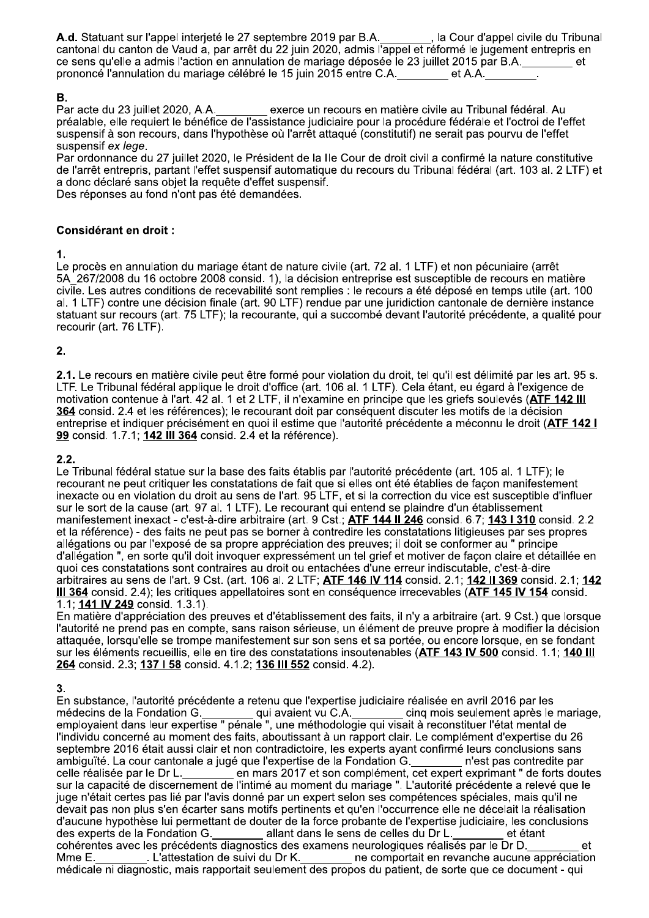**A.d.** Statuant sur l'appel interjeté le 27 septembre 2019 par B.A.________, la Cour d'appel civile du Tribunal cantonal du canton de Vaud a, par arrêt du 22 juin 2020, admis l'appel et réformé le jugement entrepris en ce sens qu'elle a admis l'action en annulation de mariage déposée le 23 juillet 2015 par B.A.________ et prononcé l'annulation du mariage célébré le 15 juin 2015 entre C.A.________ et A.A.________.

**B.**

Par acte du 23 juillet 2020, A.A.________ exerce un recours en matière civile au Tribunal fédéral. Au préalable, elle requiert le bénéfice de l'assistance judiciaire pour la procédure fédérale et l'octroi de l'effet suspensif à son recours, dans l'hypothèse où l'arrêt attaqué (constitutif) ne serait pas pourvu de l'effet suspensif *ex lege*.

Par ordonnance du 27 juillet 2020, le Président de la IIe Cour de droit civil a confirmé la nature constitutive de l'arrêt entrepris, partant l'effet suspensif automatique du recours du Tribunal fédéral (art. 103 al. 2 LTF) et a donc déclaré sans objet la requête d'effet suspensif.

Des réponses au fond n'ont pas été demandées.

**Considérant en droit :**

**1.**

Le procès en annulation du mariage étant de nature civile (art. 72 al. 1 LTF) et non pécuniaire (arrêt 5A_267/2008 du 16 octobre 2008 consid. 1), la décision entreprise est susceptible de recours en matière civile. Les autres conditions de recevabilité sont remplies : le recours a été déposé en temps utile (art. 100 al. 1 LTF) contre une décision finale (art. 90 LTF) rendue par une juridiction cantonale de dernière instance statuant sur recours (art. 75 LTF); la recourante, qui a succombé devant l'autorité précédente, a qualité pour recourir (art. 76 LTF).

**2.**

**2.1.** Le recours en matière civile peut être formé pour violation du droit, tel qu'il est délimité par les art. 95 s. LTF. Le Tribunal fédéral applique le droit d'office (art. 106 al. 1 LTF). Cela étant, eu égard à l'exigence de motivation contenue à l'art. 42 al. 1 et 2 LTF, il n'examine en principe que les griefs soulevés (**ATF 142 III 364** consid. 2.4 et les références); le recourant doit par conséquent discuter les motifs de la décision entreprise et indiquer précisément en quoi il estime que l'autorité précédente a méconnu le droit (**ATF 142 I 99** consid. 1.7.1; **142 III 364** consid. 2.4 et la référence).

**2.2.**

Le Tribunal fédéral statue sur la base des faits établis par l'autorité précédente (art. 105 al. 1 LTF); le recourant ne peut critiquer les constatations de fait que si elles ont été établies de façon manifestement inexacte ou en violation du droit au sens de l'art. 95 LTF, et si la correction du vice est susceptible d'influer sur le sort de la cause (art. 97 al. 1 LTF). Le recourant qui entend se plaindre d'un établissement manifestement inexact - c'est-à-dire arbitraire (art. 9 Cst.; **ATF 144 II 246** consid. 6.7; **143 I 310** consid. 2.2 et la référence) - des faits ne peut pas se borner à contredire les constatations litigieuses par ses propres allégations ou par l'exposé de sa propre appréciation des preuves; il doit se conformer au " principe d'allégation ", en sorte qu'il doit invoquer expressément un tel grief et motiver de façon claire et détaillée en quoi ces constatations sont contraires au droit ou entachées d'une erreur indiscutable, c'est-à-dire arbitraires au sens de l'art. 9 Cst. (art. 106 al. 2 LTF; **ATF 146 IV 114** consid. 2.1; **142 II 369** consid. 2.1; **142 III 364** consid. 2.4); les critiques appellatoires sont en conséquence irrecevables (**ATF 145 IV 154** consid. 1.1; **141 IV 249** consid. 1.3.1).

En matière d'appréciation des preuves et d'établissement des faits, il n'y a arbitraire (art. 9 Cst.) que lorsque l'autorité ne prend pas en compte, sans raison sérieuse, un élément de preuve propre à modifier la décision attaquée, lorsqu'elle se trompe manifestement sur son sens et sa portée, ou encore lorsque, en se fondant sur les éléments recueillis, elle en tire des constatations insoutenables (**ATF 143 IV 500** consid. 1.1; **140 III 264** consid. 2.3; **137 I 58** consid. 4.1.2; **136 III 552** consid. 4.2).

**3.**

En substance, l'autorité précédente a retenu que l'expertise judiciaire réalisée en avril 2016 par les médecins de la Fondation G.________ qui avaient vu C.A.________ cinq mois seulement après le mariage, employaient dans leur expertise " pénale ", une méthodologie qui visait à reconstituer l'état mental de l'individu concerné au moment des faits, aboutissant à un rapport clair. Le complément d'expertise du 26 septembre 2016 était aussi clair et non contradictoire, les experts ayant confirmé leurs conclusions sans ambiguïté. La cour cantonale a jugé que l'expertise de la Fondation G.________ n'est pas contredite par celle réalisée par le Dr L.________ en mars 2017 et son complément, cet expert exprimant " de fortes doutes sur la capacité de discernement de l'intimé au moment du mariage ". L'autorité précédente a relevé que le juge n'était certes pas lié par l'avis donné par un expert selon ses compétences spéciales, mais qu'il ne devait pas non plus s'en écarter sans motifs pertinents et qu'en l'occurrence elle ne décelait la réalisation d'aucune hypothèse lui permettant de douter de la force probante de l'expertise judiciaire, les conclusions des experts de la Fondation G.________ allant dans le sens de celles du Dr L.________ et étant cohérentes avec les précédents diagnostics des examens neurologiques réalisés par le Dr D.________ et Mme E.________. L'attestation de suivi du Dr K.________ ne comportait en revanche aucune appréciation médicale ni diagnostic, mais rapportait seulement des propos du patient, de sorte que ce document - qui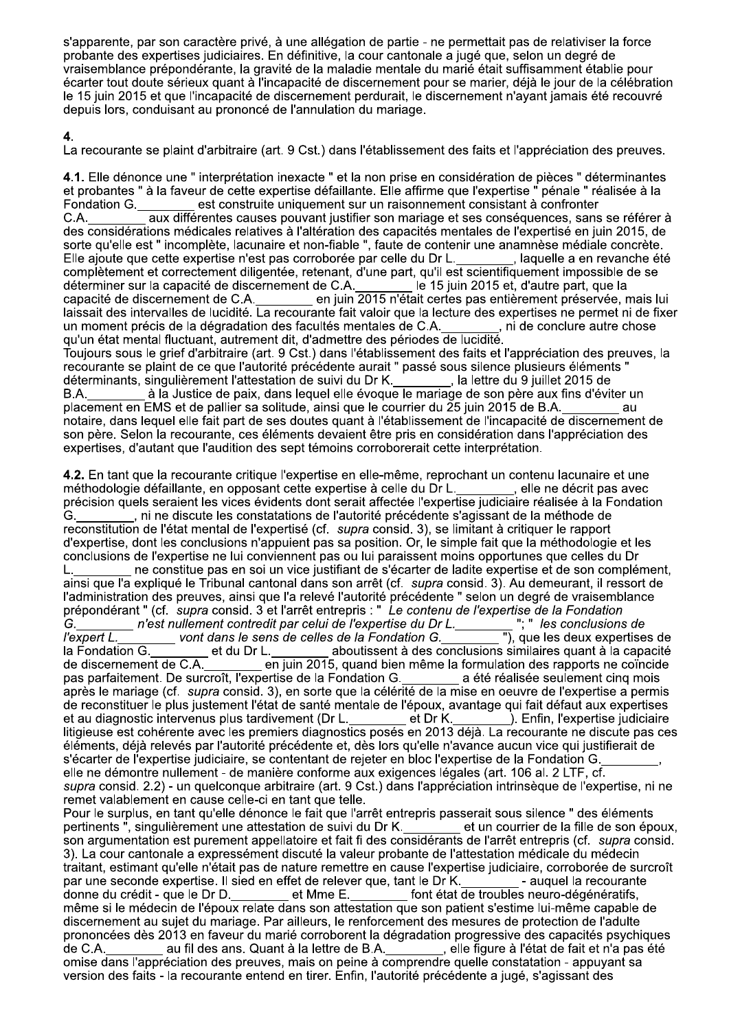s'apparente, par son caractère privé, à une allégation de partie - ne permettait pas de relativiser la force probante des expertises judiciaires. En définitive, la cour cantonale a jugé que, selon un degré de vraisemblance prépondérante, la gravité de la maladie mentale du marié était suffisamment établie pour écarter tout doute sérieux quant à l'incapacité de discernement pour se marier, déjà le jour de la célébration le 15 juin 2015 et que l'incapacité de discernement perdurait, le discernement n'ayant jamais été recouvré depuis lors, conduisant au prononcé de l'annulation du mariage.

**4.**

La recourante se plaint d'arbitraire (art. 9 Cst.) dans l'établissement des faits et l'appréciation des preuves.

**4.1.** Elle dénonce une " interprétation inexacte " et la non prise en considération de pièces " déterminantes et probantes " à la faveur de cette expertise défaillante. Elle affirme que l'expertise " pénale " réalisée à la Fondation G.________ est construite uniquement sur un raisonnement consistant à confronter C.A.________ aux différentes causes pouvant justifier son mariage et ses conséquences, sans se référer à des considérations médicales relatives à l'altération des capacités mentales de l'expertisé en juin 2015, de sorte qu'elle est " incomplète, lacunaire et non-fiable ", faute de contenir une anamnèse médiale concrète. Elle ajoute que cette expertise n'est pas corroborée par celle du Dr L.________, laquelle a en revanche été complètement et correctement diligentée, retenant, d'une part, qu'il est scientifiquement impossible de se déterminer sur la capacité de discernement de C.A.________ le 15 juin 2015 et, d'autre part, que la capacité de discernement de C.A.________ en juin 2015 n'était certes pas entièrement préservée, mais lui laissait des intervalles de lucidité. La recourante fait valoir que la lecture des expertises ne permet ni de fixer un moment précis de la dégradation des facultés mentales de C.A.________, ni de conclure autre chose qu'un état mental fluctuant, autrement dit, d'admettre des périodes de lucidité.
Toujours sous le grief d'arbitraire (art. 9 Cst.) dans l'établissement des faits et l'appréciation des preuves, la recourante se plaint de ce que l'autorité précédente aurait " passé sous silence plusieurs éléments " déterminants, singulièrement l'attestation de suivi du Dr K.________, la lettre du 9 juillet 2015 de B.A.________ à la Justice de paix, dans lequel elle évoque le mariage de son père aux fins d'éviter un placement en EMS et de pallier sa solitude, ainsi que le courrier du 25 juin 2015 de B.A.________ au notaire, dans lequel elle fait part de ses doutes quant à l'établissement de l'incapacité de discernement de son père. Selon la recourante, ces éléments devaient être pris en considération dans l'appréciation des expertises, d'autant que l'audition des sept témoins corroborerait cette interprétation.

**4.2.** En tant que la recourante critique l'expertise en elle-même, reprochant un contenu lacunaire et une méthodologie défaillante, en opposant cette expertise à celle du Dr L.________, elle ne décrit pas avec précision quels seraient les vices évidents dont serait affectée l'expertise judiciaire réalisée à la Fondation G.________, ni ne discute les constatations de l'autorité précédente s'agissant de la méthode de reconstitution de l'état mental de l'expertisé (cf. *supra* consid. 3), se limitant à critiquer le rapport d'expertise, dont les conclusions n'appuient pas sa position. Or, le simple fait que la méthodologie et les conclusions de l'expertise ne lui conviennent pas ou lui paraissent moins opportunes que celles du Dr L.________ ne constitue pas en soi un vice justifiant de s'écarter de ladite expertise et de son complément, ainsi que l'a expliqué le Tribunal cantonal dans son arrêt (cf. *supra* consid. 3). Au demeurant, il ressort de l'administration des preuves, ainsi que l'a relevé l'autorité précédente " selon un degré de vraisemblance prépondérant " (cf. *supra* consid. 3 et l'arrêt entrepris : " *Le contenu de l'expertise de la Fondation G.________ n'est nullement contredit par celui de l'expertise du Dr L.________* "; " *les conclusions de l'expert L.________ vont dans le sens de celles de la Fondation G.________* "), que les deux expertises de la Fondation G.________ et du Dr L.________ aboutissent à des conclusions similaires quant à la capacité de discernement de C.A.________ en juin 2015, quand bien même la formulation des rapports ne coïncide pas parfaitement. De surcroît, l'expertise de la Fondation G.________ a été réalisée seulement cinq mois après le mariage (cf. *supra* consid. 3), en sorte que la célérité de la mise en oeuvre de l'expertise a permis de reconstituer le plus justement l'état de santé mentale de l'époux, avantage qui fait défaut aux expertises et au diagnostic intervenus plus tardivement (Dr L.________ et Dr K.________). Enfin, l'expertise judiciaire litigieuse est cohérente avec les premiers diagnostics posés en 2013 déjà. La recourante ne discute pas ces éléments, déjà relevés par l'autorité précédente et, dès lors qu'elle n'avance aucun vice qui justifierait de s'écarter de l'expertise judiciaire, se contentant de rejeter en bloc l'expertise de la Fondation G.________, elle ne démontre nullement - de manière conforme aux exigences légales (art. 106 al. 2 LTF, cf. *supra* consid. 2.2) - un quelconque arbitraire (art. 9 Cst.) dans l'appréciation intrinsèque de l'expertise, ni ne remet valablement en cause celle-ci en tant que telle.
Pour le surplus, en tant qu'elle dénonce le fait que l'arrêt entrepris passerait sous silence " des éléments pertinents ", singulièrement une attestation de suivi du Dr K.________ et un courrier de la fille de son époux, son argumentation est purement appellatoire et fait fi des considérants de l'arrêt entrepris (cf. *supra* consid. 3). La cour cantonale a expressément discuté la valeur probante de l'attestation médicale du médecin traitant, estimant qu'elle n'était pas de nature remettre en cause l'expertise judiciaire, corroborée de surcroît par une seconde expertise. Il sied en effet de relever que, tant le Dr K.________ - auquel la recourante donne du crédit - que le Dr D.________ et Mme E.________ font état de troubles neuro-dégénératifs, même si le médecin de l'époux relate dans son attestation que son patient s'estime lui-même capable de discernement au sujet du mariage. Par ailleurs, le renforcement des mesures de protection de l'adulte prononcées dès 2013 en faveur du marié corroborent la dégradation progressive des capacités psychiques de C.A.________ au fil des ans. Quant à la lettre de B.A.________, elle figure à l'état de fait et n'a pas été omise dans l'appréciation des preuves, mais on peine à comprendre quelle constatation - appuyant sa version des faits - la recourante entend en tirer. Enfin, l'autorité précédente a jugé, s'agissant des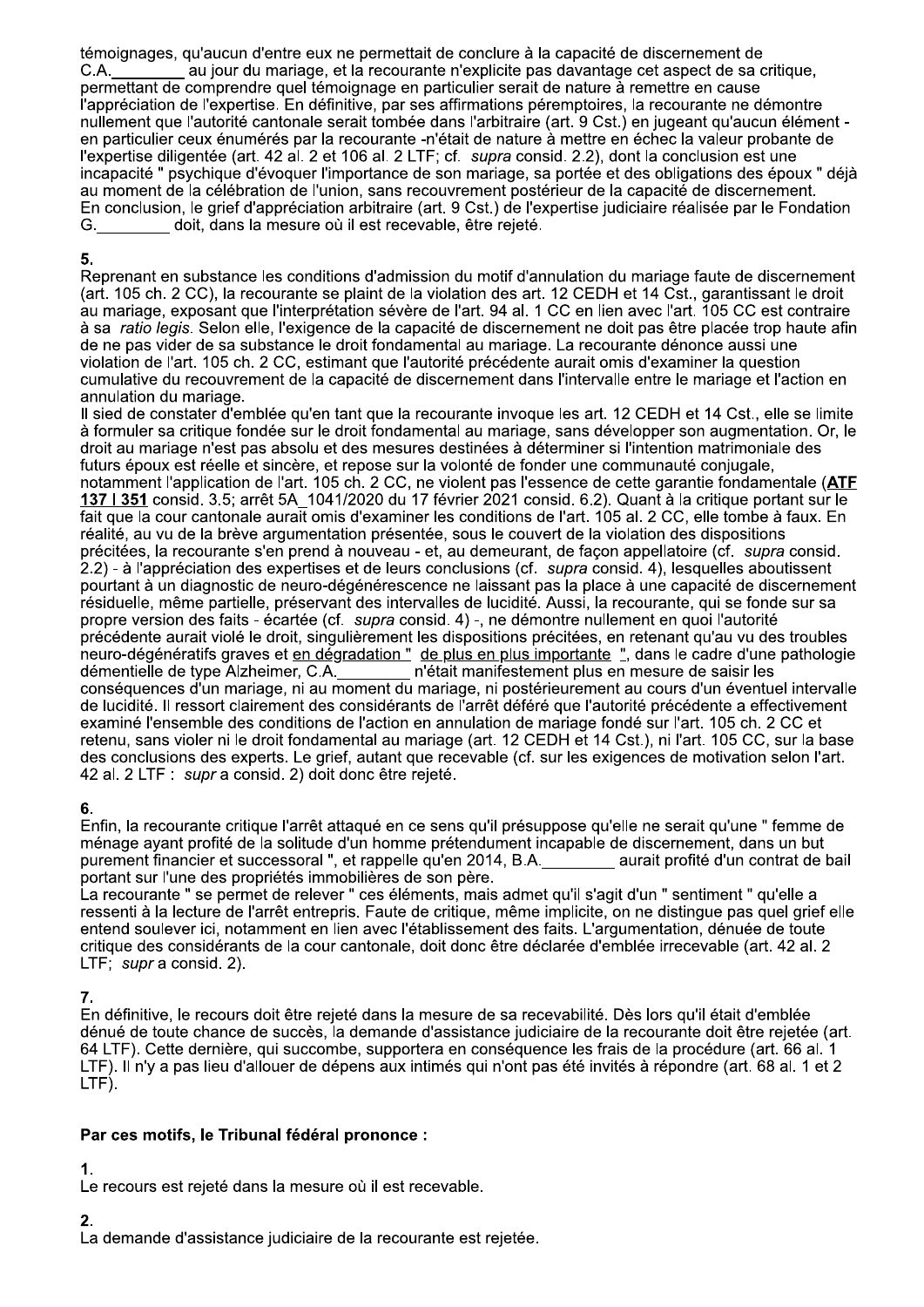témoignages, qu'aucun d'entre eux ne permettait de conclure à la capacité de discernement de C.A.________ au jour du mariage, et la recourante n'explicite pas davantage cet aspect de sa critique, permettant de comprendre quel témoignage en particulier serait de nature à remettre en cause l'appréciation de l'expertise. En définitive, par ses affirmations péremptoires, la recourante ne démontre nullement que l'autorité cantonale serait tombée dans l'arbitraire (art. 9 Cst.) en jugeant qu'aucun élément - en particulier ceux énumérés par la recourante -n'était de nature à mettre en échec la valeur probante de l'expertise diligentée (art. 42 al. 2 et 106 al. 2 LTF; cf. *supra* consid. 2.2), dont la conclusion est une incapacité " psychique d'évoquer l'importance de son mariage, sa portée et des obligations des époux " déjà au moment de la célébration de l'union, sans recouvrement postérieur de la capacité de discernement. En conclusion, le grief d'appréciation arbitraire (art. 9 Cst.) de l'expertise judiciaire réalisée par le Fondation G.________ doit, dans la mesure où il est recevable, être rejeté.

**5.**

Reprenant en substance les conditions d'admission du motif d'annulation du mariage faute de discernement (art. 105 ch. 2 CC), la recourante se plaint de la violation des art. 12 CEDH et 14 Cst., garantissant le droit au mariage, exposant que l'interprétation sévère de l'art. 94 al. 1 CC en lien avec l'art. 105 CC est contraire à sa *ratio legis*. Selon elle, l'exigence de la capacité de discernement ne doit pas être placée trop haute afin de ne pas vider de sa substance le droit fondamental au mariage. La recourante dénonce aussi une violation de l'art. 105 ch. 2 CC, estimant que l'autorité précédente aurait omis d'examiner la question cumulative du recouvrement de la capacité de discernement dans l'intervalle entre le mariage et l'action en annulation du mariage.

Il sied de constater d'emblée qu'en tant que la recourante invoque les art. 12 CEDH et 14 Cst., elle se limite à formuler sa critique fondée sur le droit fondamental au mariage, sans développer son augmentation. Or, le droit au mariage n'est pas absolu et des mesures destinées à déterminer si l'intention matrimoniale des futurs époux est réelle et sincère, et repose sur la volonté de fonder une communauté conjugale, notamment l'application de l'art. 105 ch. 2 CC, ne violent pas l'essence de cette garantie fondamentale (**ATF 137 I 351** consid. 3.5; arrêt 5A_1041/2020 du 17 février 2021 consid. 6.2). Quant à la critique portant sur le fait que la cour cantonale aurait omis d'examiner les conditions de l'art. 105 al. 2 CC, elle tombe à faux. En réalité, au vu de la brève argumentation présentée, sous le couvert de la violation des dispositions précitées, la recourante s'en prend à nouveau - et, au demeurant, de façon appellatoire (cf. *supra* consid. 2.2) - à l'appréciation des expertises et de leurs conclusions (cf. *supra* consid. 4), lesquelles aboutissent pourtant à un diagnostic de neuro-dégénérescence ne laissant pas la place à une capacité de discernement résiduelle, même partielle, préservant des intervalles de lucidité. Aussi, la recourante, qui se fonde sur sa propre version des faits - écartée (cf. *supra* consid. 4) -, ne démontre nullement en quoi l'autorité précédente aurait violé le droit, singulièrement les dispositions précitées, en retenant qu'au vu des troubles neuro-dégénératifs graves et en dégradation " de plus en plus importante ", dans le cadre d'une pathologie démentielle de type Alzheimer, C.A.________ n'était manifestement plus en mesure de saisir les conséquences d'un mariage, ni au moment du mariage, ni postérieurement au cours d'un éventuel intervalle de lucidité. Il ressort clairement des considérants de l'arrêt déféré que l'autorité précédente a effectivement examiné l'ensemble des conditions de l'action en annulation de mariage fondé sur l'art. 105 ch. 2 CC et retenu, sans violer ni le droit fondamental au mariage (art. 12 CEDH et 14 Cst.), ni l'art. 105 CC, sur la base des conclusions des experts. Le grief, autant que recevable (cf. sur les exigences de motivation selon l'art. 42 al. 2 LTF : *supr* a consid. 2) doit donc être rejeté.

**6.**

Enfin, la recourante critique l'arrêt attaqué en ce sens qu'il présuppose qu'elle ne serait qu'une " femme de ménage ayant profité de la solitude d'un homme prétendument incapable de discernement, dans un but purement financier et successoral ", et rappelle qu'en 2014, B.A.________ aurait profité d'un contrat de bail portant sur l'une des propriétés immobilières de son père.

La recourante " se permet de relever " ces éléments, mais admet qu'il s'agit d'un " sentiment " qu'elle a ressenti à la lecture de l'arrêt entrepris. Faute de critique, même implicite, on ne distingue pas quel grief elle entend soulever ici, notamment en lien avec l'établissement des faits. L'argumentation, dénuée de toute critique des considérants de la cour cantonale, doit donc être déclarée d'emblée irrecevable (art. 42 al. 2 LTF; *supr* a consid. 2).

**7.**

En définitive, le recours doit être rejeté dans la mesure de sa recevabilité. Dès lors qu'il était d'emblée dénué de toute chance de succès, la demande d'assistance judiciaire de la recourante doit être rejetée (art. 64 LTF). Cette dernière, qui succombe, supportera en conséquence les frais de la procédure (art. 66 al. 1 LTF). Il n'y a pas lieu d'allouer de dépens aux intimés qui n'ont pas été invités à répondre (art. 68 al. 1 et 2 LTF).

**Par ces motifs, le Tribunal fédéral prononce :**

**1.**

Le recours est rejeté dans la mesure où il est recevable.

**2.**

La demande d'assistance judiciaire de la recourante est rejetée.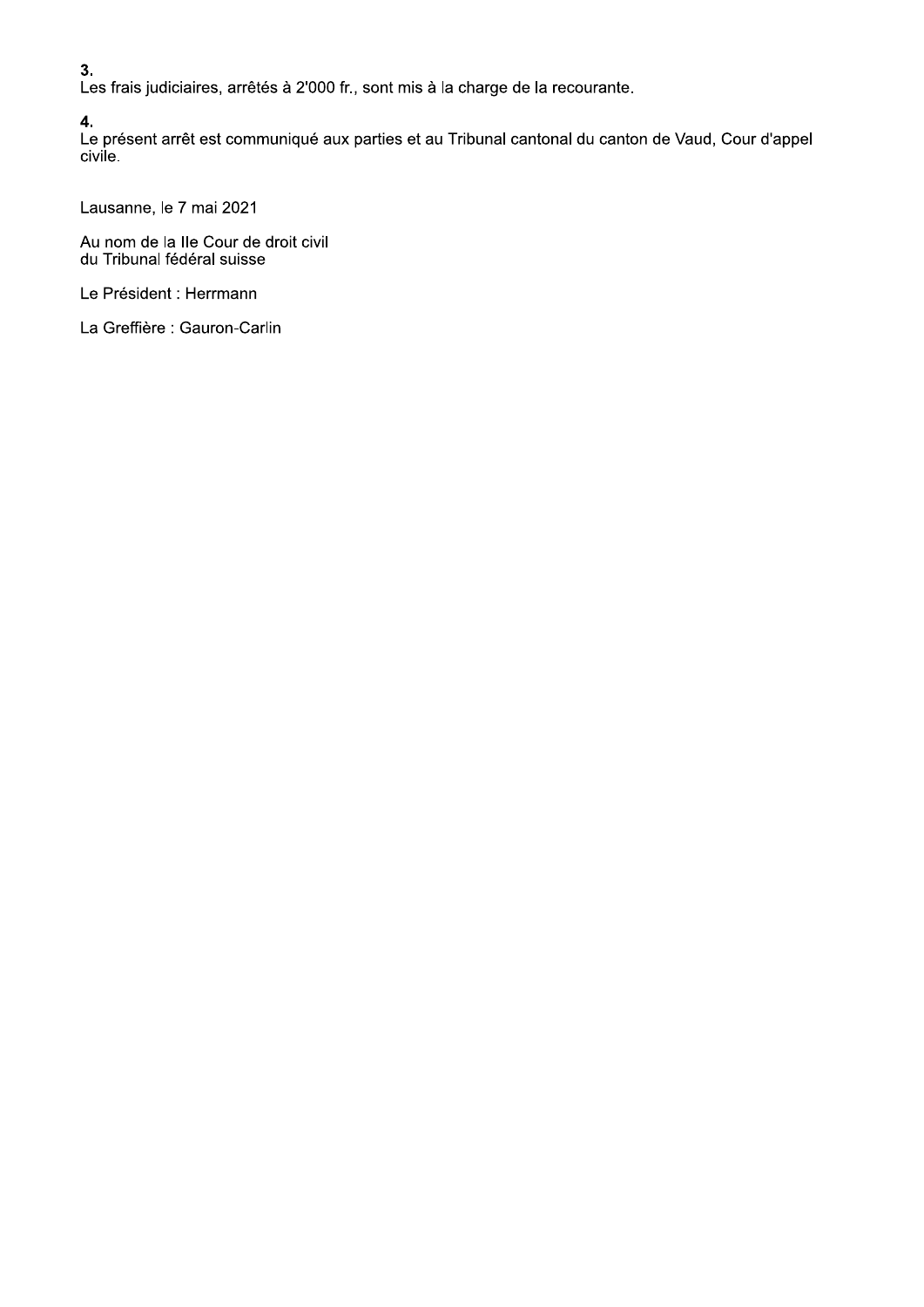**3.**
Les frais judiciaires, arrêtés à 2'000 fr., sont mis à la charge de la recourante.

**4.**
Le présent arrêt est communiqué aux parties et au Tribunal cantonal du canton de Vaud, Cour d'appel civile.

Lausanne, le 7 mai 2021

Au nom de la IIe Cour de droit civil
du Tribunal fédéral suisse

Le Président : Herrmann

La Greffière : Gauron-Carlin